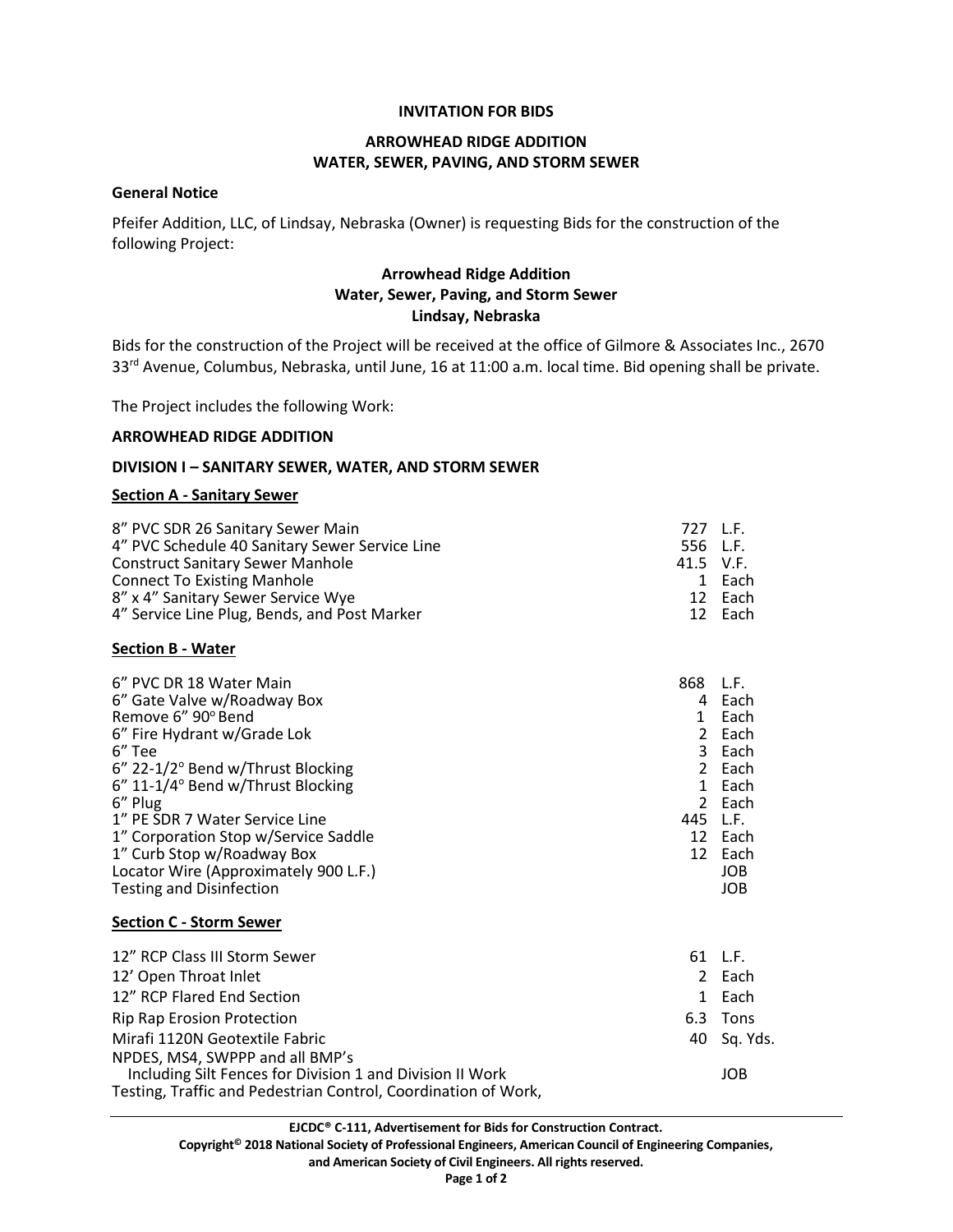**INVITATION FOR BIDS**

**ARROWHEAD RIDGE ADDITION**
**WATER, SEWER, PAVING, AND STORM SEWER**

**General Notice**

Pfeifer Addition, LLC, of Lindsay, Nebraska (Owner) is requesting Bids for the construction of the following Project:

**Arrowhead Ridge Addition**
**Water, Sewer, Paving, and Storm Sewer**
**Lindsay, Nebraska**

Bids for the construction of the Project will be received at the office of Gilmore & Associates Inc., 2670 33rd Avenue, Columbus, Nebraska, until June, 16 at 11:00 a.m. local time. Bid opening shall be private.

The Project includes the following Work:

**ARROWHEAD RIDGE ADDITION**

**DIVISION I – SANITARY SEWER, WATER, AND STORM SEWER**

**Section A - Sanitary Sewer**

| Item | Quantity | Unit |
|---|---|---|
| 8" PVC SDR 26 Sanitary Sewer Main | 727 | L.F. |
| 4" PVC Schedule 40 Sanitary Sewer Service Line | 556 | L.F. |
| Construct Sanitary Sewer Manhole | 41.5 | V.F. |
| Connect To Existing Manhole | 1 | Each |
| 8" x 4" Sanitary Sewer Service Wye | 12 | Each |
| 4" Service Line Plug, Bends, and Post Marker | 12 | Each |

**Section B - Water**

| Item | Quantity | Unit |
|---|---|---|
| 6" PVC DR 18 Water Main | 868 | L.F. |
| 6" Gate Valve w/Roadway Box | 4 | Each |
| Remove 6" 90° Bend | 1 | Each |
| 6" Fire Hydrant w/Grade Lok | 2 | Each |
| 6" Tee | 3 | Each |
| 6" 22-1/2° Bend w/Thrust Blocking | 2 | Each |
| 6" 11-1/4° Bend w/Thrust Blocking | 1 | Each |
| 6" Plug | 2 | Each |
| 1" PE SDR 7 Water Service Line | 445 | L.F. |
| 1" Corporation Stop w/Service Saddle | 12 | Each |
| 1" Curb Stop w/Roadway Box | 12 | Each |
| Locator Wire (Approximately 900 L.F.) | | JOB |
| Testing and Disinfection | | JOB |

**Section C - Storm Sewer**

| Item | Quantity | Unit |
|---|---|---|
| 12" RCP Class III Storm Sewer | 61 | L.F. |
| 12' Open Throat Inlet | 2 | Each |
| 12" RCP Flared End Section | 1 | Each |
| Rip Rap Erosion Protection | 6.3 | Tons |
| Mirafi 1120N Geotextile Fabric | 40 | Sq. Yds. |
| NPDES, MS4, SWPPP and all BMP's Including Silt Fences for Division 1 and Division II Work | | JOB |
| Testing, Traffic and Pedestrian Control, Coordination of Work, | | |

**EJCDC® C-111, Advertisement for Bids for Construction Contract.**
**Copyright© 2018 National Society of Professional Engineers, American Council of Engineering Companies, and American Society of Civil Engineers. All rights reserved.**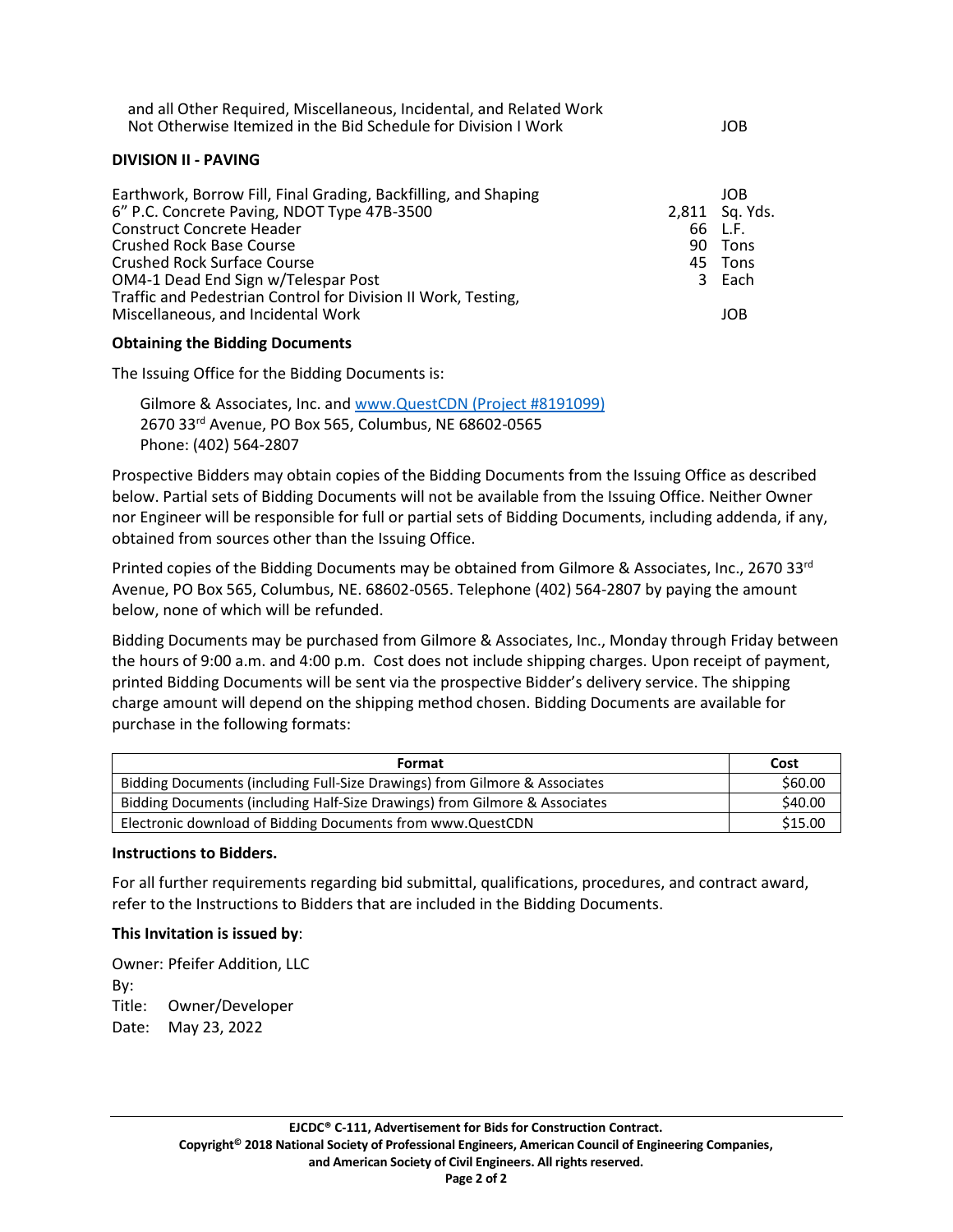| | | |
|---|---|---|
| and all Other Required, Miscellaneous, Incidental, and Related Work Not Otherwise Itemized in the Bid Schedule for Division I Work | | JOB |

**DIVISION II - PAVING**

| | | |
|---|---|---|
| Earthwork, Borrow Fill, Final Grading, Backfilling, and Shaping | | JOB |
| 6" P.C. Concrete Paving, NDOT Type 47B-3500 | 2,811 | Sq. Yds. |
| Construct Concrete Header | 66 | L.F. |
| Crushed Rock Base Course | 90 | Tons |
| Crushed Rock Surface Course | 45 | Tons |
| OM4-1 Dead End Sign w/Telespar Post | 3 | Each |
| Traffic and Pedestrian Control for Division II Work, Testing, Miscellaneous, and Incidental Work | | JOB |

**Obtaining the Bidding Documents**

The Issuing Office for the Bidding Documents is:

Gilmore & Associates, Inc. and www.QuestCDN (Project #8191099)
2670 33rd Avenue, PO Box 565, Columbus, NE 68602-0565
Phone: (402) 564-2807

Prospective Bidders may obtain copies of the Bidding Documents from the Issuing Office as described below. Partial sets of Bidding Documents will not be available from the Issuing Office. Neither Owner nor Engineer will be responsible for full or partial sets of Bidding Documents, including addenda, if any, obtained from sources other than the Issuing Office.

Printed copies of the Bidding Documents may be obtained from Gilmore & Associates, Inc., 2670 33rd Avenue, PO Box 565, Columbus, NE. 68602-0565. Telephone (402) 564-2807 by paying the amount below, none of which will be refunded.

Bidding Documents may be purchased from Gilmore & Associates, Inc., Monday through Friday between the hours of 9:00 a.m. and 4:00 p.m. Cost does not include shipping charges. Upon receipt of payment, printed Bidding Documents will be sent via the prospective Bidder's delivery service. The shipping charge amount will depend on the shipping method chosen. Bidding Documents are available for purchase in the following formats:

| Format | Cost |
|---|---|
| Bidding Documents (including Full-Size Drawings) from Gilmore & Associates | $60.00 |
| Bidding Documents (including Half-Size Drawings) from Gilmore & Associates | $40.00 |
| Electronic download of Bidding Documents from www.QuestCDN | $15.00 |

**Instructions to Bidders.**

For all further requirements regarding bid submittal, qualifications, procedures, and contract award, refer to the Instructions to Bidders that are included in the Bidding Documents.

**This Invitation is issued by**:

Owner: Pfeifer Addition, LLC
By:
Title: Owner/Developer
Date: May 23, 2022

**EJCDC® C-111, Advertisement for Bids for Construction Contract.**
**Copyright© 2018 National Society of Professional Engineers, American Council of Engineering Companies, and American Society of Civil Engineers. All rights reserved.**